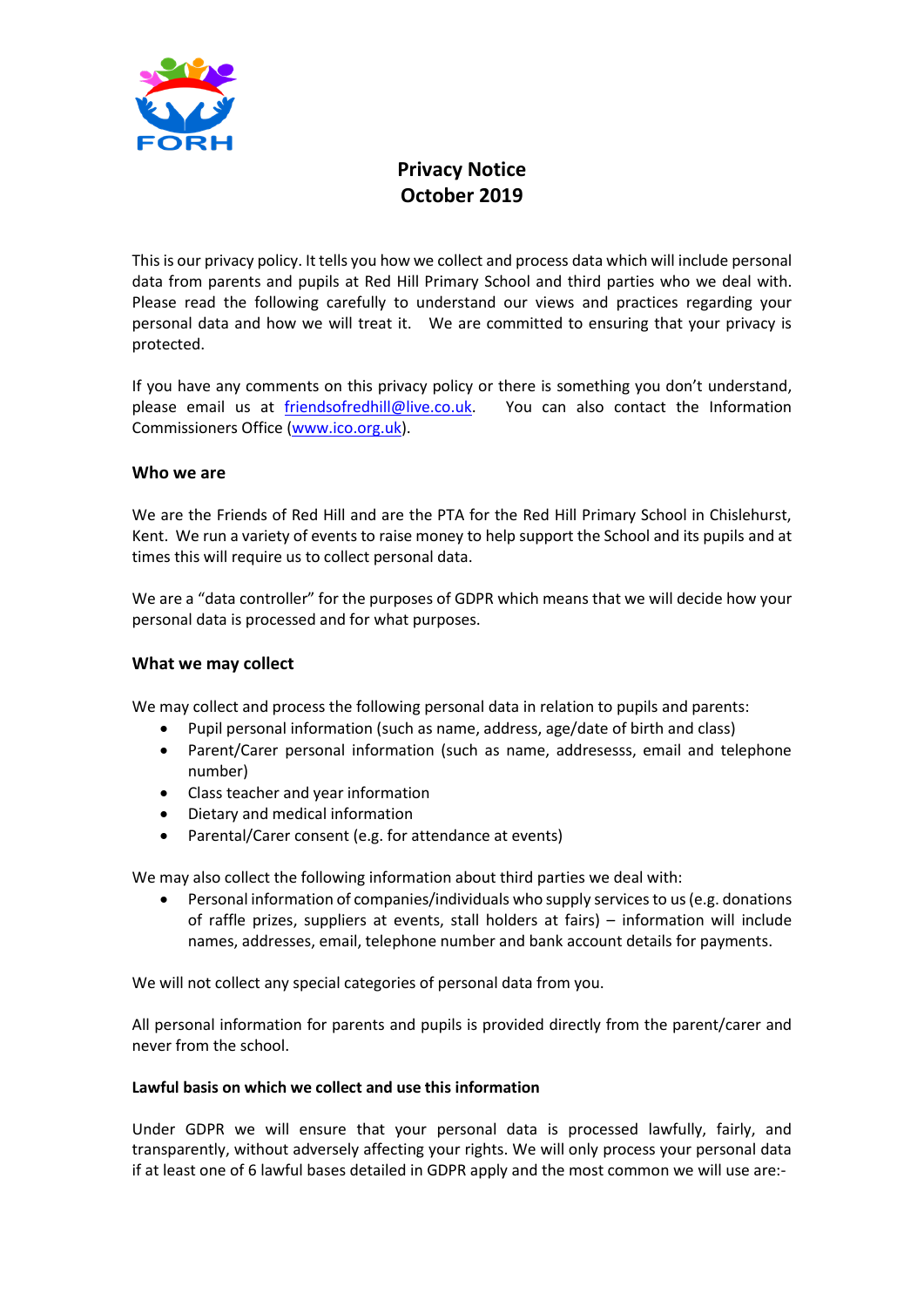FORH

# Privacy Notice
# October 2019

This is our privacy policy. It tells you how we collect and process data which will include personal data from parents and pupils at Red Hill Primary School and third parties who we deal with. Please read the following carefully to understand our views and practices regarding your personal data and how we will treat it. We are committed to ensuring that your privacy is protected.

If you have any comments on this privacy policy or there is something you don't understand, please email us at friendsofredhill@live.co.uk. You can also contact the Information Commissioners Office (www.ico.org.uk).

## Who we are

We are the Friends of Red Hill and are the PTA for the Red Hill Primary School in Chislehurst, Kent. We run a variety of events to raise money to help support the School and its pupils and at times this will require us to collect personal data.

We are a "data controller" for the purposes of GDPR which means that we will decide how your personal data is processed and for what purposes.

## What we may collect

We may collect and process the following personal data in relation to pupils and parents:

- Pupil personal information (such as name, address, age/date of birth and class)
- Parent/Carer personal information (such as name, addresesss, email and telephone number)
- Class teacher and year information
- Dietary and medical information
- Parental/Carer consent (e.g. for attendance at events)

We may also collect the following information about third parties we deal with:

- Personal information of companies/individuals who supply services to us (e.g. donations of raffle prizes, suppliers at events, stall holders at fairs) – information will include names, addresses, email, telephone number and bank account details for payments.

We will not collect any special categories of personal data from you.

All personal information for parents and pupils is provided directly from the parent/carer and never from the school.

### Lawful basis on which we collect and use this information

Under GDPR we will ensure that your personal data is processed lawfully, fairly, and transparently, without adversely affecting your rights. We will only process your personal data if at least one of 6 lawful bases detailed in GDPR apply and the most common we will use are:-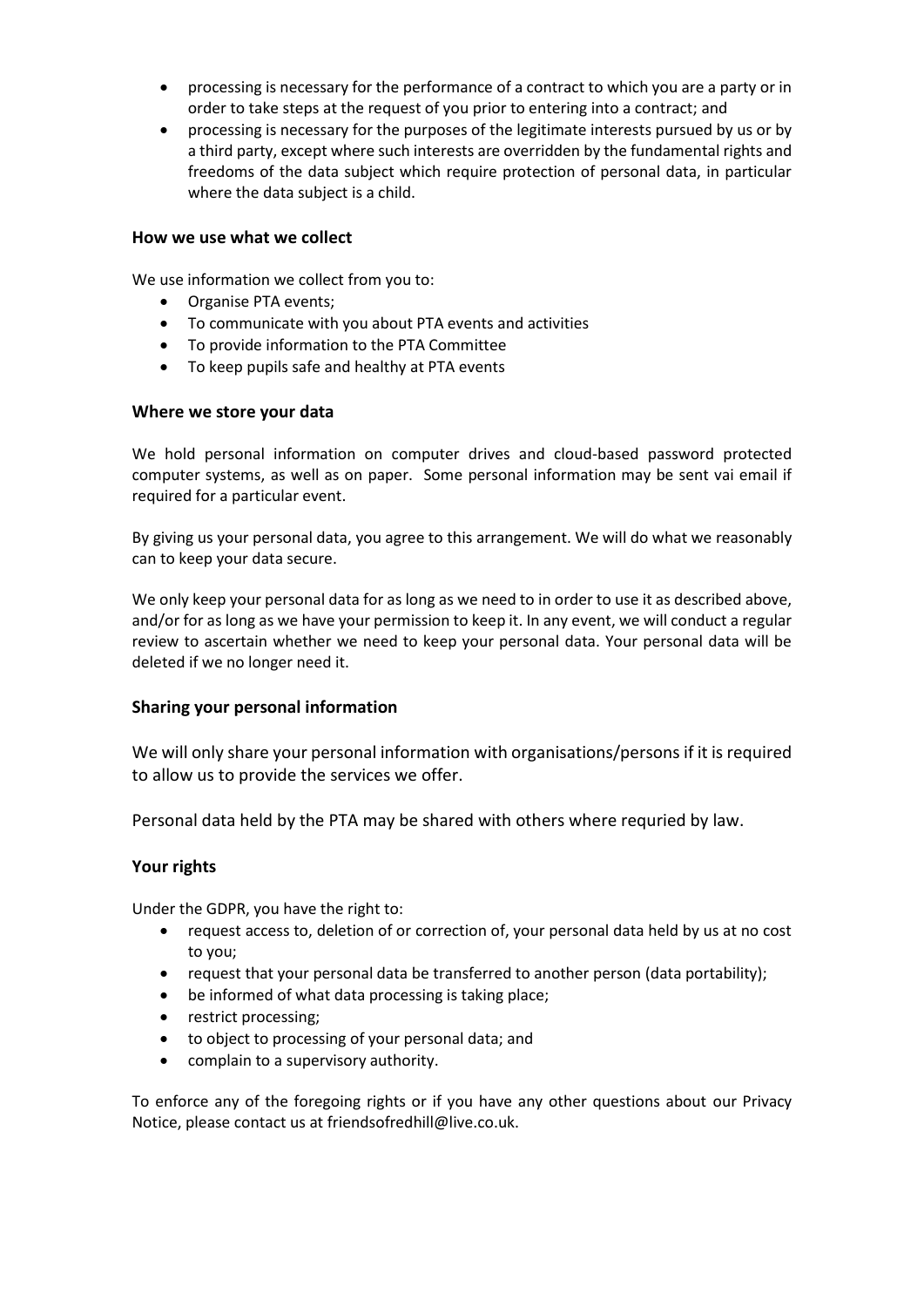- processing is necessary for the performance of a contract to which you are a party or in order to take steps at the request of you prior to entering into a contract; and
- processing is necessary for the purposes of the legitimate interests pursued by us or by a third party, except where such interests are overridden by the fundamental rights and freedoms of the data subject which require protection of personal data, in particular where the data subject is a child.

**How we use what we collect**

We use information we collect from you to:

- Organise PTA events;
- To communicate with you about PTA events and activities
- To provide information to the PTA Committee
- To keep pupils safe and healthy at PTA events

**Where we store your data**

We hold personal information on computer drives and cloud-based password protected computer systems, as well as on paper. Some personal information may be sent vai email if required for a particular event.

By giving us your personal data, you agree to this arrangement. We will do what we reasonably can to keep your data secure.

We only keep your personal data for as long as we need to in order to use it as described above, and/or for as long as we have your permission to keep it. In any event, we will conduct a regular review to ascertain whether we need to keep your personal data. Your personal data will be deleted if we no longer need it.

**Sharing your personal information**

We will only share your personal information with organisations/persons if it is required to allow us to provide the services we offer.

Personal data held by the PTA may be shared with others where requried by law.

**Your rights**

Under the GDPR, you have the right to:

- request access to, deletion of or correction of, your personal data held by us at no cost to you;
- request that your personal data be transferred to another person (data portability);
- be informed of what data processing is taking place;
- restrict processing;
- to object to processing of your personal data; and
- complain to a supervisory authority.

To enforce any of the foregoing rights or if you have any other questions about our Privacy Notice, please contact us at friendsofredhill@live.co.uk.